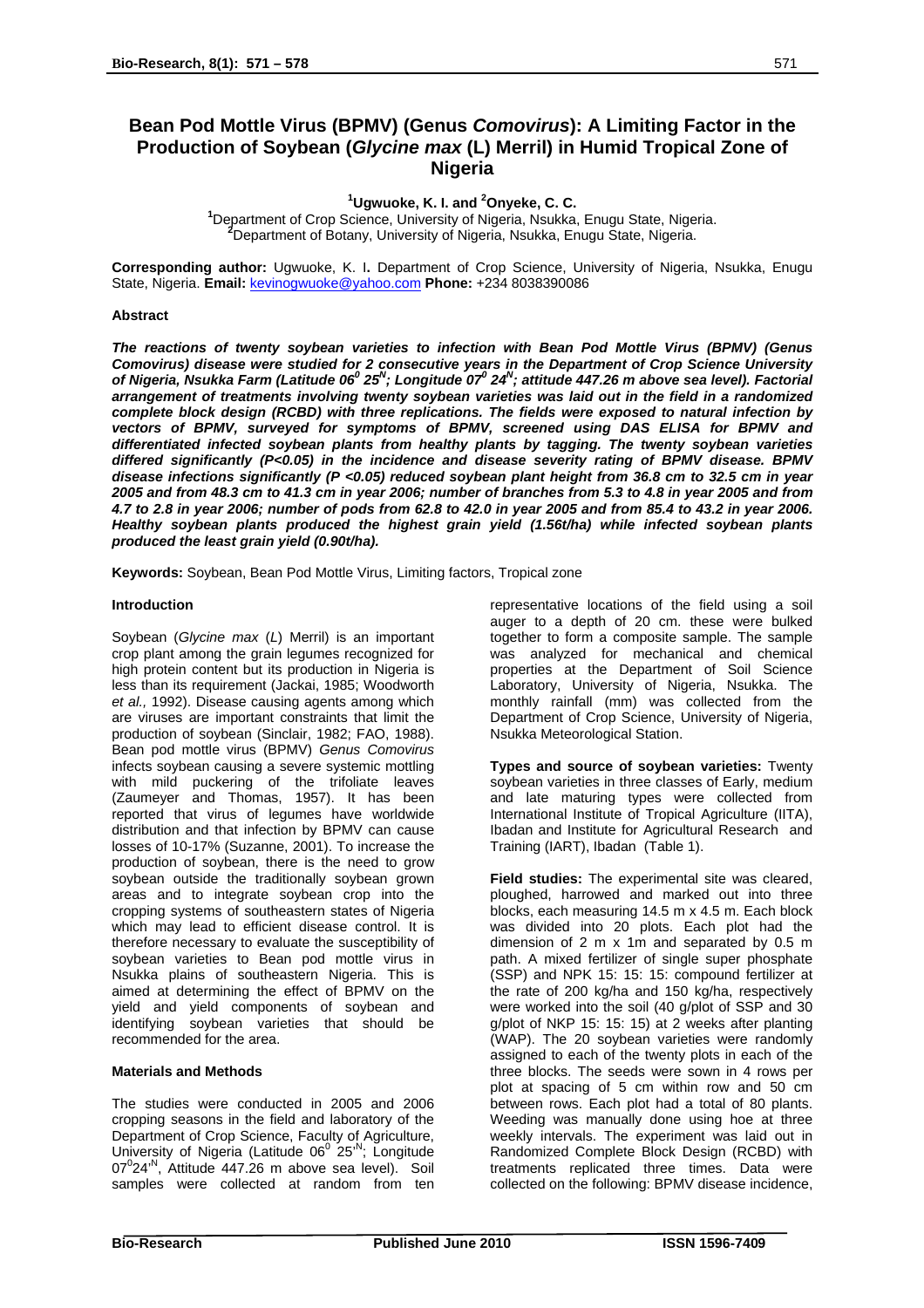# Bean Pod Mottle Virus (BPMV) (Genus *Comovirus*): A Limiting Factor in the Production of Soybean (*Glycine max* (L) Merril) in Humid Tropical Zone of Nigeria

**[1]Ugwuoke, K. I. and [2]Onyeke, C. C.**

[1]Department of Crop Science, University of Nigeria, Nsukka, Enugu State, Nigeria.
[2]Department of Botany, University of Nigeria, Nsukka, Enugu State, Nigeria.

**Corresponding author:** Ugwuoke, K. I**.** Department of Crop Science, University of Nigeria, Nsukka, Enugu State, Nigeria. **Email:** kevinogwuoke@yahoo.com **Phone:** +234 8038390086

### Abstract

***The reactions of twenty soybean varieties to infection with Bean Pod Mottle Virus (BPMV) (Genus Comovirus) disease were studied for 2 consecutive years in the Department of Crop Science University of Nigeria, Nsukka Farm (Latitude 06$^0$ 25$^N$; Longitude 07$^0$ 24$^N$; attitude 447.26 m above sea level). Factorial arrangement of treatments involving twenty soybean varieties was laid out in the field in a randomized complete block design (RCBD) with three replications. The fields were exposed to natural infection by vectors of BPMV, surveyed for symptoms of BPMV, screened using DAS ELISA for BPMV and differentiated infected soybean plants from healthy plants by tagging. The twenty soybean varieties differed significantly (P<0.05) in the incidence and disease severity rating of BPMV disease. BPMV disease infections significantly (P <0.05) reduced soybean plant height from 36.8 cm to 32.5 cm in year 2005 and from 48.3 cm to 41.3 cm in year 2006; number of branches from 5.3 to 4.8 in year 2005 and from 4.7 to 2.8 in year 2006; number of pods from 62.8 to 42.0 in year 2005 and from 85.4 to 43.2 in year 2006. Healthy soybean plants produced the highest grain yield (1.56t/ha) while infected soybean plants produced the least grain yield (0.90t/ha).***

**Keywords:** Soybean, Bean Pod Mottle Virus, Limiting factors, Tropical zone

### Introduction

Soybean (*Glycine max* (*L*) Merril) is an important crop plant among the grain legumes recognized for high protein content but its production in Nigeria is less than its requirement (Jackai, 1985; Woodworth *et al.,* 1992). Disease causing agents among which are viruses are important constraints that limit the production of soybean (Sinclair, 1982; FAO, 1988). Bean pod mottle virus (BPMV) *Genus Comovirus* infects soybean causing a severe systemic mottling with mild puckering of the trifoliate leaves (Zaumeyer and Thomas, 1957). It has been reported that virus of legumes have worldwide distribution and that infection by BPMV can cause losses of 10-17% (Suzanne, 2001). To increase the production of soybean, there is the need to grow soybean outside the traditionally soybean grown areas and to integrate soybean crop into the cropping systems of southeastern states of Nigeria which may lead to efficient disease control. It is therefore necessary to evaluate the susceptibility of soybean varieties to Bean pod mottle virus in Nsukka plains of southeastern Nigeria. This is aimed at determining the effect of BPMV on the yield and yield components of soybean and identifying soybean varieties that should be recommended for the area.

### Materials and Methods

The studies were conducted in 2005 and 2006 cropping seasons in the field and laboratory of the Department of Crop Science, Faculty of Agriculture, University of Nigeria (Latitude 06$^0$ 25$^{'N}$; Longitude 07$^0$24$^{'N}$, Attitude 447.26 m above sea level). Soil samples were collected at random from ten representative locations of the field using a soil auger to a depth of 20 cm. these were bulked together to form a composite sample. The sample was analyzed for mechanical and chemical properties at the Department of Soil Science Laboratory, University of Nigeria, Nsukka. The monthly rainfall (mm) was collected from the Department of Crop Science, University of Nigeria, Nsukka Meteorological Station.

**Types and source of soybean varieties:** Twenty soybean varieties in three classes of Early, medium and late maturing types were collected from International Institute of Tropical Agriculture (IITA), Ibadan and Institute for Agricultural Research and Training (IART), Ibadan (Table 1).

**Field studies:** The experimental site was cleared, ploughed, harrowed and marked out into three blocks, each measuring 14.5 m x 4.5 m. Each block was divided into 20 plots. Each plot had the dimension of 2 m x 1m and separated by 0.5 m path. A mixed fertilizer of single super phosphate (SSP) and NPK 15: 15: 15: compound fertilizer at the rate of 200 kg/ha and 150 kg/ha, respectively were worked into the soil (40 g/plot of SSP and 30 g/plot of NKP 15: 15: 15) at 2 weeks after planting (WAP). The 20 soybean varieties were randomly assigned to each of the twenty plots in each of the three blocks. The seeds were sown in 4 rows per plot at spacing of 5 cm within row and 50 cm between rows. Each plot had a total of 80 plants. Weeding was manually done using hoe at three weekly intervals. The experiment was laid out in Randomized Complete Block Design (RCBD) with treatments replicated three times. Data were collected on the following: BPMV disease incidence,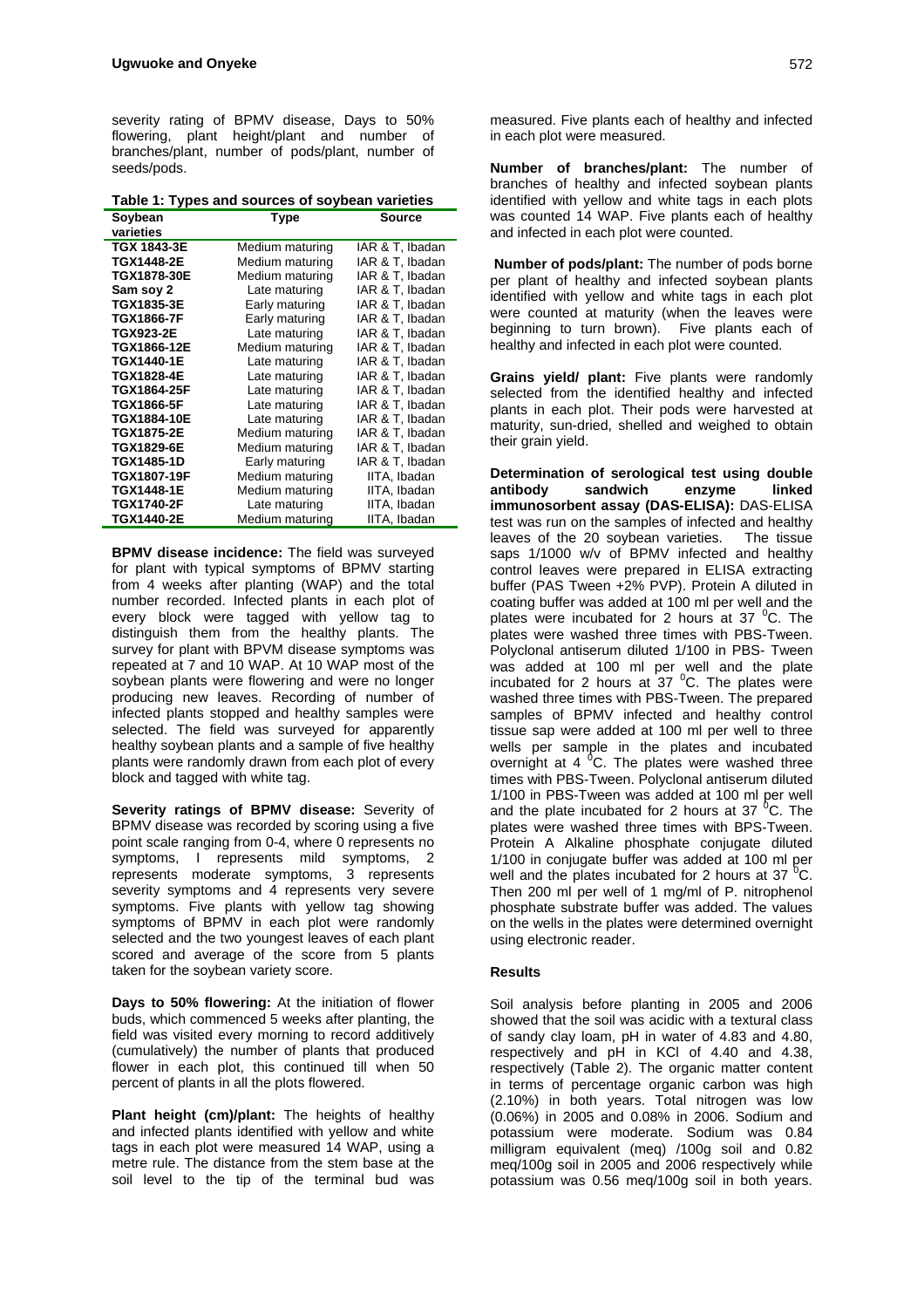severity rating of BPMV disease, Days to 50% flowering, plant height/plant and number of branches/plant, number of pods/plant, number of seeds/pods.

**Table 1: Types and sources of soybean varieties**

| Soybean varieties | Type | Source |
|---|---|---|
| TGX 1843-3E | Medium maturing | IAR & T, Ibadan |
| TGX1448-2E | Medium maturing | IAR & T, Ibadan |
| TGX1878-30E | Medium maturing | IAR & T, Ibadan |
| Sam soy 2 | Late maturing | IAR & T, Ibadan |
| TGX1835-3E | Early maturing | IAR & T, Ibadan |
| TGX1866-7F | Early maturing | IAR & T, Ibadan |
| TGX923-2E | Late maturing | IAR & T, Ibadan |
| TGX1866-12E | Medium maturing | IAR & T, Ibadan |
| TGX1440-1E | Late maturing | IAR & T, Ibadan |
| TGX1828-4E | Late maturing | IAR & T, Ibadan |
| TGX1864-25F | Late maturing | IAR & T, Ibadan |
| TGX1866-5F | Late maturing | IAR & T, Ibadan |
| TGX1884-10E | Late maturing | IAR & T, Ibadan |
| TGX1875-2E | Medium maturing | IAR & T, Ibadan |
| TGX1829-6E | Medium maturing | IAR & T, Ibadan |
| TGX1485-1D | Early maturing | IAR & T, Ibadan |
| TGX1807-19F | Medium maturing | IITA, Ibadan |
| TGX1448-1E | Medium maturing | IITA, Ibadan |
| TGX1740-2F | Late maturing | IITA, Ibadan |
| TGX1440-2E | Medium maturing | IITA, Ibadan |

**BPMV disease incidence:** The field was surveyed for plant with typical symptoms of BPMV starting from 4 weeks after planting (WAP) and the total number recorded. Infected plants in each plot of every block were tagged with yellow tag to distinguish them from the healthy plants. The survey for plant with BPVM disease symptoms was repeated at 7 and 10 WAP. At 10 WAP most of the soybean plants were flowering and were no longer producing new leaves. Recording of number of infected plants stopped and healthy samples were selected. The field was surveyed for apparently healthy soybean plants and a sample of five healthy plants were randomly drawn from each plot of every block and tagged with white tag.

**Severity ratings of BPMV disease:** Severity of BPMV disease was recorded by scoring using a five point scale ranging from 0-4, where 0 represents no symptoms, I represents mild symptoms, 2 represents moderate symptoms, 3 represents severity symptoms and 4 represents very severe symptoms. Five plants with yellow tag showing symptoms of BPMV in each plot were randomly selected and the two youngest leaves of each plant scored and average of the score from 5 plants taken for the soybean variety score.

**Days to 50% flowering:** At the initiation of flower buds, which commenced 5 weeks after planting, the field was visited every morning to record additively (cumulatively) the number of plants that produced flower in each plot, this continued till when 50 percent of plants in all the plots flowered.

**Plant height (cm)/plant:** The heights of healthy and infected plants identified with yellow and white tags in each plot were measured 14 WAP, using a metre rule. The distance from the stem base at the soil level to the tip of the terminal bud was measured. Five plants each of healthy and infected in each plot were measured.

**Number of branches/plant:** The number of branches of healthy and infected soybean plants identified with yellow and white tags in each plots was counted 14 WAP. Five plants each of healthy and infected in each plot were counted.

**Number of pods/plant:** The number of pods borne per plant of healthy and infected soybean plants identified with yellow and white tags in each plot were counted at maturity (when the leaves were beginning to turn brown). Five plants each of healthy and infected in each plot were counted.

**Grains yield/ plant:** Five plants were randomly selected from the identified healthy and infected plants in each plot. Their pods were harvested at maturity, sun-dried, shelled and weighed to obtain their grain yield.

**Determination of serological test using double antibody sandwich enzyme linked immunosorbent assay (DAS-ELISA):** DAS-ELISA test was run on the samples of infected and healthy leaves of the 20 soybean varieties. The tissue saps 1/1000 w/v of BPMV infected and healthy control leaves were prepared in ELISA extracting buffer (PAS Tween +2% PVP). Protein A diluted in coating buffer was added at 100 ml per well and the plates were incubated for 2 hours at 37 $^0$C. The plates were washed three times with PBS-Tween. Polyclonal antiserum diluted 1/100 in PBS- Tween was added at 100 ml per well and the plate incubated for 2 hours at 37 $^0$C. The plates were washed three times with PBS-Tween. The prepared samples of BPMV infected and healthy control tissue sap were added at 100 ml per well to three wells per sample in the plates and incubated overnight at 4 $^0$C. The plates were washed three times with PBS-Tween. Polyclonal antiserum diluted 1/100 in PBS-Tween was added at 100 ml per well and the plate incubated for 2 hours at 37 $^0$C. The plates were washed three times with BPS-Tween. Protein A Alkaline phosphate conjugate diluted 1/100 in conjugate buffer was added at 100 ml per well and the plates incubated for 2 hours at 37 $^0$C. Then 200 ml per well of 1 mg/ml of P. nitrophenol phosphate substrate buffer was added. The values on the wells in the plates were determined overnight using electronic reader.

## Results

Soil analysis before planting in 2005 and 2006 showed that the soil was acidic with a textural class of sandy clay loam, pH in water of 4.83 and 4.80, respectively and pH in KCl of 4.40 and 4.38, respectively (Table 2). The organic matter content in terms of percentage organic carbon was high (2.10%) in both years. Total nitrogen was low (0.06%) in 2005 and 0.08% in 2006. Sodium and potassium were moderate. Sodium was 0.84 milligram equivalent (meq) /100g soil and 0.82 meq/100g soil in 2005 and 2006 respectively while potassium was 0.56 meq/100g soil in both years.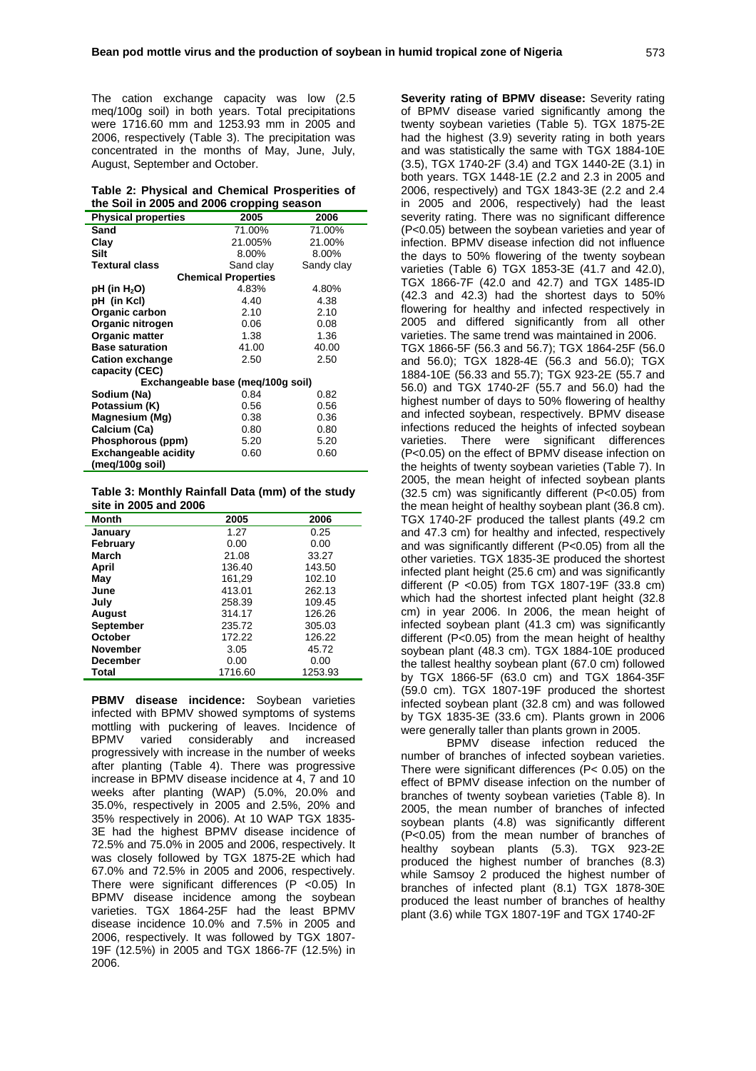The cation exchange capacity was low (2.5 meq/100g soil) in both years. Total precipitations were 1716.60 mm and 1253.93 mm in 2005 and 2006, respectively (Table 3). The precipitation was concentrated in the months of May, June, July, August, September and October.

**Table 2: Physical and Chemical Prosperities of the Soil in 2005 and 2006 cropping season**

| Physical properties | 2005 | 2006 |
|---|---|---|
| Sand | 71.00% | 71.00% |
| Clay | 21.005% | 21.00% |
| Silt | 8.00% | 8.00% |
| Textural class | Sand clay | Sandy clay |
| **Chemical Properties** | | |
| pH (in $H_2O$) | 4.83% | 4.80% |
| pH (in Kcl) | 4.40 | 4.38 |
| Organic carbon | 2.10 | 2.10 |
| Organic nitrogen | 0.06 | 0.08 |
| Organic matter | 1.38 | 1.36 |
| Base saturation | 41.00 | 40.00 |
| Cation exchange capacity (CEC) | 2.50 | 2.50 |
| **Exchangeable base (meq/100g soil)** | | |
| Sodium (Na) | 0.84 | 0.82 |
| Potassium (K) | 0.56 | 0.56 |
| Magnesium (Mg) | 0.38 | 0.36 |
| Calcium (Ca) | 0.80 | 0.80 |
| Phosphorous (ppm) | 5.20 | 5.20 |
| Exchangeable acidity (meq/100g soil) | 0.60 | 0.60 |

**Table 3: Monthly Rainfall Data (mm) of the study site in 2005 and 2006**

| Month | 2005 | 2006 |
|---|---|---|
| January | 1.27 | 0.25 |
| February | 0.00 | 0.00 |
| March | 21.08 | 33.27 |
| April | 136.40 | 143.50 |
| May | 161,29 | 102.10 |
| June | 413.01 | 262.13 |
| July | 258.39 | 109.45 |
| August | 314.17 | 126.26 |
| September | 235.72 | 305.03 |
| October | 172.22 | 126.22 |
| November | 3.05 | 45.72 |
| December | 0.00 | 0.00 |
| Total | 1716.60 | 1253.93 |

**PBMV disease incidence:** Soybean varieties infected with BPMV showed symptoms of systems mottling with puckering of leaves. Incidence of BPMV varied considerably and increased progressively with increase in the number of weeks after planting (Table 4). There was progressive increase in BPMV disease incidence at 4, 7 and 10 weeks after planting (WAP) (5.0%, 20.0% and 35.0%, respectively in 2005 and 2.5%, 20% and 35% respectively in 2006). At 10 WAP TGX 1835-3E had the highest BPMV disease incidence of 72.5% and 75.0% in 2005 and 2006, respectively. It was closely followed by TGX 1875-2E which had 67.0% and 72.5% in 2005 and 2006, respectively. There were significant differences (P <0.05) In BPMV disease incidence among the soybean varieties. TGX 1864-25F had the least BPMV disease incidence 10.0% and 7.5% in 2005 and 2006, respectively. It was followed by TGX 1807-19F (12.5%) in 2005 and TGX 1866-7F (12.5%) in 2006.

**Severity rating of BPMV disease:** Severity rating of BPMV disease varied significantly among the twenty soybean varieties (Table 5). TGX 1875-2E had the highest (3.9) severity rating in both years and was statistically the same with TGX 1884-10E (3.5), TGX 1740-2F (3.4) and TGX 1440-2E (3.1) in both years. TGX 1448-1E (2.2 and 2.3 in 2005 and 2006, respectively) and TGX 1843-3E (2.2 and 2.4 in 2005 and 2006, respectively) had the least severity rating. There was no significant difference (P<0.05) between the soybean varieties and year of infection. BPMV disease infection did not influence the days to 50% flowering of the twenty soybean varieties (Table 6) TGX 1853-3E (41.7 and 42.0), TGX 1866-7F (42.0 and 42.7) and TGX 1485-ID (42.3 and 42.3) had the shortest days to 50% flowering for healthy and infected respectively in 2005 and differed significantly from all other varieties. The same trend was maintained in 2006. TGX 1866-5F (56.3 and 56.7); TGX 1864-25F (56.0 and 56.0); TGX 1828-4E (56.3 and 56.0); TGX 1884-10E (56.33 and 55.7); TGX 923-2E (55.7 and 56.0) and TGX 1740-2F (55.7 and 56.0) had the highest number of days to 50% flowering of healthy and infected soybean, respectively. BPMV disease infections reduced the heights of infected soybean varieties. There were significant differences (P<0.05) on the effect of BPMV disease infection on the heights of twenty soybean varieties (Table 7). In 2005, the mean height of infected soybean plants (32.5 cm) was significantly different (P<0.05) from the mean height of healthy soybean plant (36.8 cm). TGX 1740-2F produced the tallest plants (49.2 cm and 47.3 cm) for healthy and infected, respectively and was significantly different (P<0.05) from all the other varieties. TGX 1835-3E produced the shortest infected plant height (25.6 cm) and was significantly different (P <0.05) from TGX 1807-19F (33.8 cm) which had the shortest infected plant height (32.8 cm) in year 2006. In 2006, the mean height of infected soybean plant (41.3 cm) was significantly different (P<0.05) from the mean height of healthy soybean plant (48.3 cm). TGX 1884-10E produced the tallest healthy soybean plant (67.0 cm) followed by TGX 1866-5F (63.0 cm) and TGX 1864-35F (59.0 cm). TGX 1807-19F produced the shortest infected soybean plant (32.8 cm) and was followed by TGX 1835-3E (33.6 cm). Plants grown in 2006 were generally taller than plants grown in 2005.

BPMV disease infection reduced the number of branches of infected soybean varieties. There were significant differences (P< 0.05) on the effect of BPMV disease infection on the number of branches of twenty soybean varieties (Table 8). In 2005, the mean number of branches of infected soybean plants (4.8) was significantly different (P<0.05) from the mean number of branches of healthy soybean plants (5.3). TGX 923-2E produced the highest number of branches (8.3) while Samsoy 2 produced the highest number of branches of infected plant (8.1) TGX 1878-30E produced the least number of branches of healthy plant (3.6) while TGX 1807-19F and TGX 1740-2F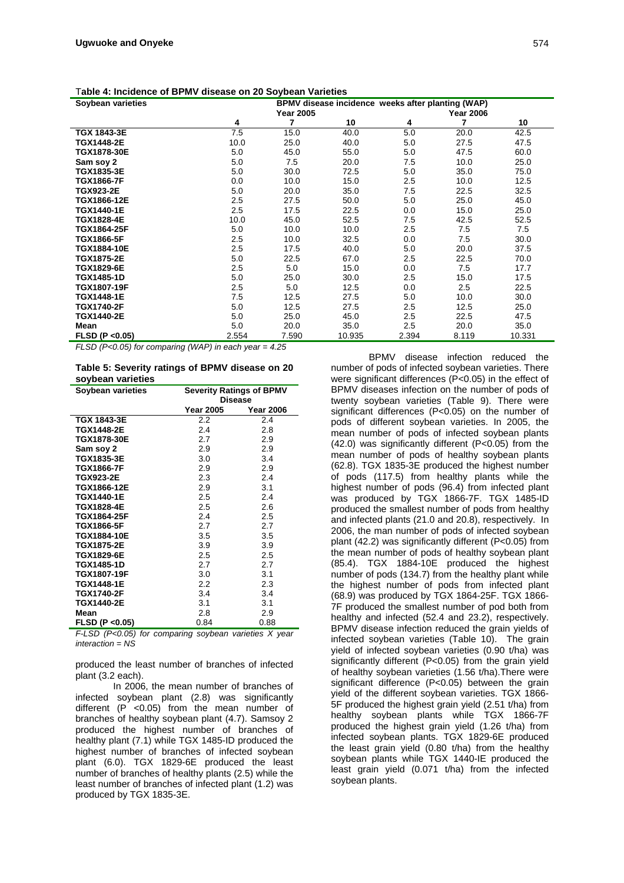**Table 4: Incidence of BPMV disease on 20 Soybean Varieties**

| Soybean varieties | BPMV disease incidence weeks after planting (WAP) | | | | | |
|---|---|---|---|---|---|---|
| | Year 2005 | | | Year 2006 | | |
| | 4 | 7 | 10 | 4 | 7 | 10 |
| TGX 1843-3E | 7.5 | 15.0 | 40.0 | 5.0 | 20.0 | 42.5 |
| TGX1448-2E | 10.0 | 25.0 | 40.0 | 5.0 | 27.5 | 47.5 |
| TGX1878-30E | 5.0 | 45.0 | 55.0 | 5.0 | 47.5 | 60.0 |
| Sam soy 2 | 5.0 | 7.5 | 20.0 | 7.5 | 10.0 | 25.0 |
| TGX1835-3E | 5.0 | 30.0 | 72.5 | 5.0 | 35.0 | 75.0 |
| TGX1866-7F | 0.0 | 10.0 | 15.0 | 2.5 | 10.0 | 12.5 |
| TGX923-2E | 5.0 | 20.0 | 35.0 | 7.5 | 22.5 | 32.5 |
| TGX1866-12E | 2.5 | 27.5 | 50.0 | 5.0 | 25.0 | 45.0 |
| TGX1440-1E | 2.5 | 17.5 | 22.5 | 0.0 | 15.0 | 25.0 |
| TGX1828-4E | 10.0 | 45.0 | 52.5 | 7.5 | 42.5 | 52.5 |
| TGX1864-25F | 5.0 | 10.0 | 10.0 | 2.5 | 7.5 | 7.5 |
| TGX1866-5F | 2.5 | 10.0 | 32.5 | 0.0 | 7.5 | 30.0 |
| TGX1884-10E | 2.5 | 17.5 | 40.0 | 5.0 | 20.0 | 37.5 |
| TGX1875-2E | 5.0 | 22.5 | 67.0 | 2.5 | 22.5 | 70.0 |
| TGX1829-6E | 2.5 | 5.0 | 15.0 | 0.0 | 7.5 | 17.7 |
| TGX1485-1D | 5.0 | 25.0 | 30.0 | 2.5 | 15.0 | 17.5 |
| TGX1807-19F | 2.5 | 5.0 | 12.5 | 0.0 | 2.5 | 22.5 |
| TGX1448-1E | 7.5 | 12.5 | 27.5 | 5.0 | 10.0 | 30.0 |
| TGX1740-2F | 5.0 | 12.5 | 27.5 | 2.5 | 12.5 | 25.0 |
| TGX1440-2E | 5.0 | 25.0 | 45.0 | 2.5 | 22.5 | 47.5 |
| Mean | 5.0 | 20.0 | 35.0 | 2.5 | 20.0 | 35.0 |
| FLSD (P <0.05) | 2.554 | 7.590 | 10.935 | 2.394 | 8.119 | 10.331 |

*FLSD (P<0.05) for comparing (WAP) in each year = 4.25*

**Table 5: Severity ratings of BPMV disease on 20 soybean varieties**

| Soybean varieties | Severity Ratings of BPMV Disease | |
|---|---|---|
| | Year 2005 | Year 2006 |
| TGX 1843-3E | 2.2 | 2.4 |
| TGX1448-2E | 2.4 | 2.8 |
| TGX1878-30E | 2.7 | 2.9 |
| Sam soy 2 | 2.9 | 2.9 |
| TGX1835-3E | 3.0 | 3.4 |
| TGX1866-7F | 2.9 | 2.9 |
| TGX923-2E | 2.3 | 2.4 |
| TGX1866-12E | 2.9 | 3.1 |
| TGX1440-1E | 2.5 | 2.4 |
| TGX1828-4E | 2.5 | 2.6 |
| TGX1864-25F | 2.4 | 2.5 |
| TGX1866-5F | 2.7 | 2.7 |
| TGX1884-10E | 3.5 | 3.5 |
| TGX1875-2E | 3.9 | 3.9 |
| TGX1829-6E | 2.5 | 2.5 |
| TGX1485-1D | 2.7 | 2.7 |
| TGX1807-19F | 3.0 | 3.1 |
| TGX1448-1E | 2.2 | 2.3 |
| TGX1740-2F | 3.4 | 3.4 |
| TGX1440-2E | 3.1 | 3.1 |
| Mean | 2.8 | 2.9 |
| FLSD (P <0.05) | 0.84 | 0.88 |

*F-LSD (P<0.05) for comparing soybean varieties X year interaction = NS*

produced the least number of branches of infected plant (3.2 each).

In 2006, the mean number of branches of infected soybean plant (2.8) was significantly different (P <0.05) from the mean number of branches of healthy soybean plant (4.7). Samsoy 2 produced the highest number of branches of healthy plant (7.1) while TGX 1485-ID produced the highest number of branches of infected soybean plant (6.0). TGX 1829-6E produced the least number of branches of healthy plants (2.5) while the least number of branches of infected plant (1.2) was produced by TGX 1835-3E.

BPMV disease infection reduced the number of pods of infected soybean varieties. There were significant differences (P<0.05) in the effect of BPMV diseases infection on the number of pods of twenty soybean varieties (Table 9). There were significant differences (P<0.05) on the number of pods of different soybean varieties. In 2005, the mean number of pods of infected soybean plants (42.0) was significantly different (P<0.05) from the mean number of pods of healthy soybean plants (62.8). TGX 1835-3E produced the highest number of pods (117.5) from healthy plants while the highest number of pods (96.4) from infected plant was produced by TGX 1866-7F. TGX 1485-ID produced the smallest number of pods from healthy and infected plants (21.0 and 20.8), respectively. In 2006, the man number of pods of infected soybean plant (42.2) was significantly different (P<0.05) from the mean number of pods of healthy soybean plant (85.4). TGX 1884-10E produced the highest number of pods (134.7) from the healthy plant while the highest number of pods from infected plant (68.9) was produced by TGX 1864-25F. TGX 1866-7F produced the smallest number of pod both from healthy and infected (52.4 and 23.2), respectively. BPMV disease infection reduced the grain yields of infected soybean varieties (Table 10). The grain yield of infected soybean varieties (0.90 t/ha) was significantly different (P<0.05) from the grain yield of healthy soybean varieties (1.56 t/ha).There were significant difference (P<0.05) between the grain yield of the different soybean varieties. TGX 1866-5F produced the highest grain yield (2.51 t/ha) from healthy soybean plants while TGX 1866-7F produced the highest grain yield (1.26 t/ha) from infected soybean plants. TGX 1829-6E produced the least grain yield (0.80 t/ha) from the healthy soybean plants while TGX 1440-IE produced the least grain yield (0.071 t/ha) from the infected soybean plants.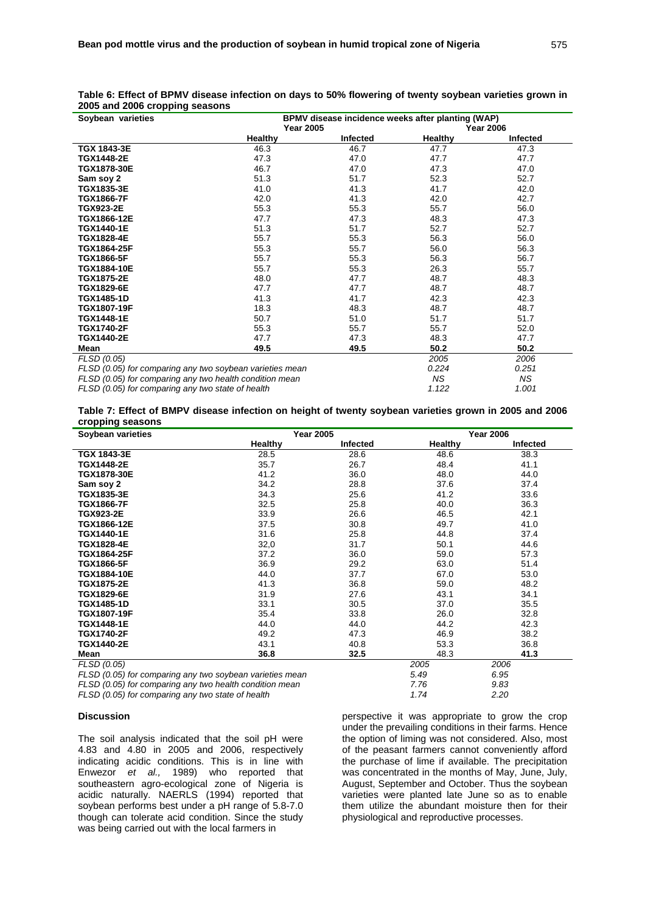**Table 6: Effect of BPMV disease infection on days to 50% flowering of twenty soybean varieties grown in 2005 and 2006 cropping seasons**

| Soybean varieties | BPMV disease incidence weeks after planting (WAP) | | | |
|---|---|---|---|---|
| | Year 2005 | | Year 2006 | |
| | Healthy | Infected | Healthy | Infected |
| **TGX 1843-3E** | 46.3 | 46.7 | 47.7 | 47.3 |
| **TGX1448-2E** | 47.3 | 47.0 | 47.7 | 47.7 |
| **TGX1878-30E** | 46.7 | 47.0 | 47.3 | 47.0 |
| **Sam soy 2** | 51.3 | 51.7 | 52.3 | 52.7 |
| **TGX1835-3E** | 41.0 | 41.3 | 41.7 | 42.0 |
| **TGX1866-7F** | 42.0 | 41.3 | 42.0 | 42.7 |
| **TGX923-2E** | 55.3 | 55.3 | 55.7 | 56.0 |
| **TGX1866-12E** | 47.7 | 47.3 | 48.3 | 47.3 |
| **TGX1440-1E** | 51.3 | 51.7 | 52.7 | 52.7 |
| **TGX1828-4E** | 55.7 | 55.3 | 56.3 | 56.0 |
| **TGX1864-25F** | 55.3 | 55.7 | 56.0 | 56.3 |
| **TGX1866-5F** | 55.7 | 55.3 | 56.3 | 56.7 |
| **TGX1884-10E** | 55.7 | 55.3 | 26.3 | 55.7 |
| **TGX1875-2E** | 48.0 | 47.7 | 48.7 | 48.3 |
| **TGX1829-6E** | 47.7 | 47.7 | 48.7 | 48.7 |
| **TGX1485-1D** | 41.3 | 41.7 | 42.3 | 42.3 |
| **TGX1807-19F** | 18.3 | 48.3 | 48.7 | 48.7 |
| **TGX1448-1E** | 50.7 | 51.0 | 51.7 | 51.7 |
| **TGX1740-2F** | 55.3 | 55.7 | 55.7 | 52.0 |
| **TGX1440-2E** | 47.7 | 47.3 | 48.3 | 47.7 |
| **Mean** | **49.5** | **49.5** | **50.2** | **50.2** |
| *FLSD (0.05)* | | | *2005* | *2006* |
| *FLSD (0.05) for comparing any two soybean varieties mean* | | | *0.224* | *0.251* |
| *FLSD (0.05) for comparing any two health condition mean* | | | *NS* | *NS* |
| *FLSD (0.05) for comparing any two state of health* | | | *1.122* | *1.001* |

**Table 7: Effect of BMPV disease infection on height of twenty soybean varieties grown in 2005 and 2006 cropping seasons**

| Soybean varieties | Year 2005 | | Year 2006 | |
|---|---|---|---|---|
| | Healthy | Infected | Healthy | Infected |
| **TGX 1843-3E** | 28.5 | 28.6 | 48.6 | 38.3 |
| **TGX1448-2E** | 35.7 | 26.7 | 48.4 | 41.1 |
| **TGX1878-30E** | 41.2 | 36.0 | 48.0 | 44.0 |
| **Sam soy 2** | 34.2 | 28.8 | 37.6 | 37.4 |
| **TGX1835-3E** | 34.3 | 25.6 | 41.2 | 33.6 |
| **TGX1866-7F** | 32.5 | 25.8 | 40.0 | 36.3 |
| **TGX923-2E** | 33.9 | 26.6 | 46.5 | 42.1 |
| **TGX1866-12E** | 37.5 | 30.8 | 49.7 | 41.0 |
| **TGX1440-1E** | 31.6 | 25.8 | 44.8 | 37.4 |
| **TGX1828-4E** | 32,0 | 31.7 | 50.1 | 44.6 |
| **TGX1864-25F** | 37.2 | 36.0 | 59.0 | 57.3 |
| **TGX1866-5F** | 36.9 | 29.2 | 63.0 | 51.4 |
| **TGX1884-10E** | 44.0 | 37.7 | 67.0 | 53.0 |
| **TGX1875-2E** | 41.3 | 36.8 | 59.0 | 48.2 |
| **TGX1829-6E** | 31.9 | 27.6 | 43.1 | 34.1 |
| **TGX1485-1D** | 33.1 | 30.5 | 37.0 | 35.5 |
| **TGX1807-19F** | 35.4 | 33.8 | 26.0 | 32.8 |
| **TGX1448-1E** | 44.0 | 44.0 | 44.2 | 42.3 |
| **TGX1740-2F** | 49.2 | 47.3 | 46.9 | 38.2 |
| **TGX1440-2E** | 43.1 | 40.8 | 53.3 | 36.8 |
| **Mean** | **36.8** | **32.5** | 48.3 | **41.3** |
| *FLSD (0.05)* | | | *2005* | *2006* |
| *FLSD (0.05) for comparing any two soybean varieties mean* | | | *5.49* | *6.95* |
| *FLSD (0.05) for comparing any two health condition mean* | | | *7.76* | *9.83* |
| *FLSD (0.05) for comparing any two state of health* | | | *1.74* | *2.20* |

### Discussion

The soil analysis indicated that the soil pH were 4.83 and 4.80 in 2005 and 2006, respectively indicating acidic conditions. This is in line with Enwezor *et al.,* 1989) who reported that southeastern agro-ecological zone of Nigeria is acidic naturally. NAERLS (1994) reported that soybean performs best under a pH range of 5.8-7.0 though can tolerate acid condition. Since the study was being carried out with the local farmers in perspective it was appropriate to grow the crop under the prevailing conditions in their farms. Hence the option of liming was not considered. Also, most of the peasant farmers cannot conveniently afford the purchase of lime if available. The precipitation was concentrated in the months of May, June, July, August, September and October. Thus the soybean varieties were planted late June so as to enable them utilize the abundant moisture then for their physiological and reproductive processes.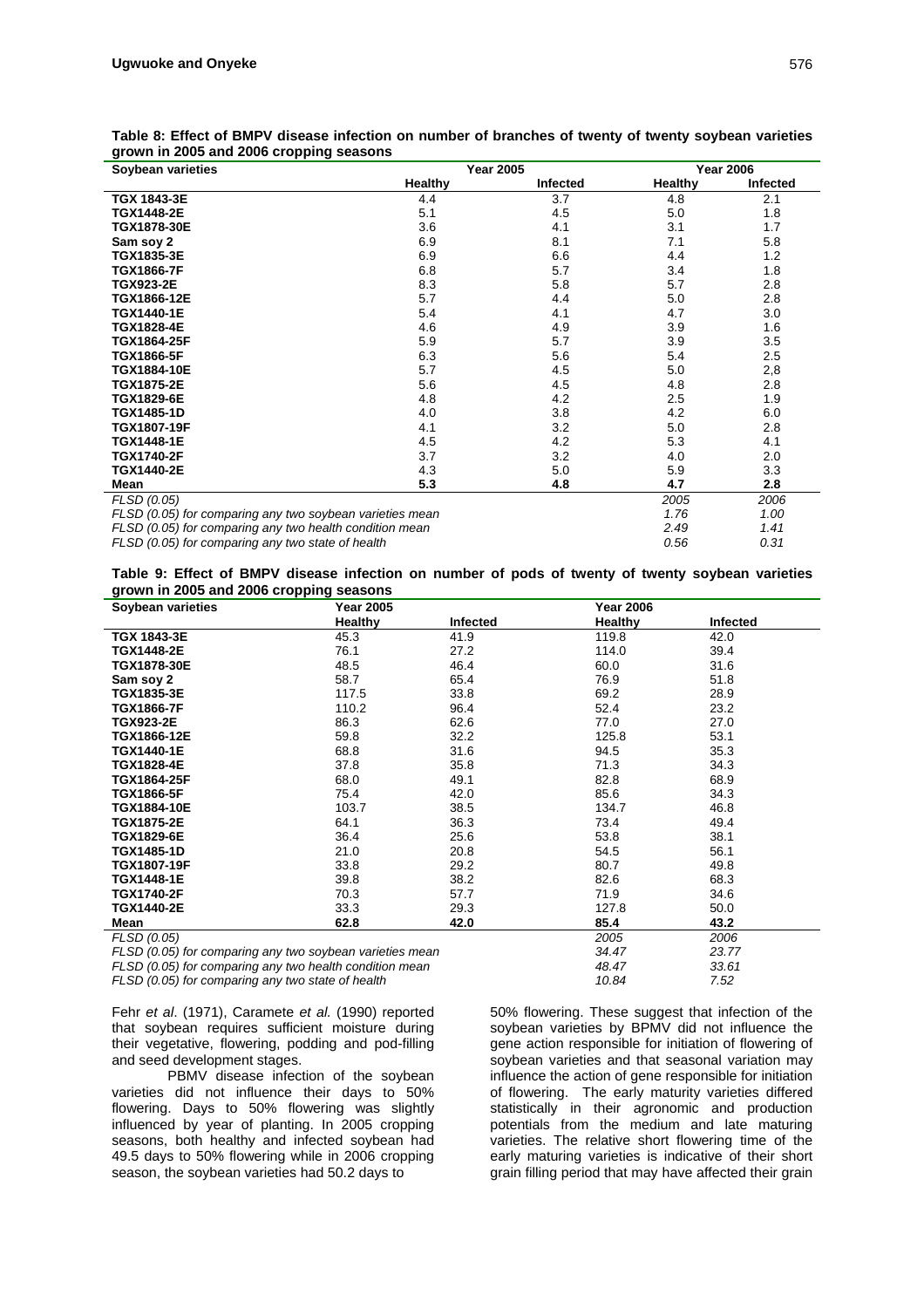**Table 8: Effect of BMPV disease infection on number of branches of twenty of twenty soybean varieties grown in 2005 and 2006 cropping seasons**

| Soybean varieties | Year 2005 | | Year 2006 | |
|---|---|---|---|---|
| | Healthy | Infected | Healthy | Infected |
| TGX 1843-3E | 4.4 | 3.7 | 4.8 | 2.1 |
| TGX1448-2E | 5.1 | 4.5 | 5.0 | 1.8 |
| TGX1878-30E | 3.6 | 4.1 | 3.1 | 1.7 |
| Sam soy 2 | 6.9 | 8.1 | 7.1 | 5.8 |
| TGX1835-3E | 6.9 | 6.6 | 4.4 | 1.2 |
| TGX1866-7F | 6.8 | 5.7 | 3.4 | 1.8 |
| TGX923-2E | 8.3 | 5.8 | 5.7 | 2.8 |
| TGX1866-12E | 5.7 | 4.4 | 5.0 | 2.8 |
| TGX1440-1E | 5.4 | 4.1 | 4.7 | 3.0 |
| TGX1828-4E | 4.6 | 4.9 | 3.9 | 1.6 |
| TGX1864-25F | 5.9 | 5.7 | 3.9 | 3.5 |
| TGX1866-5F | 6.3 | 5.6 | 5.4 | 2.5 |
| TGX1884-10E | 5.7 | 4.5 | 5.0 | 2,8 |
| TGX1875-2E | 5.6 | 4.5 | 4.8 | 2.8 |
| TGX1829-6E | 4.8 | 4.2 | 2.5 | 1.9 |
| TGX1485-1D | 4.0 | 3.8 | 4.2 | 6.0 |
| TGX1807-19F | 4.1 | 3.2 | 5.0 | 2.8 |
| TGX1448-1E | 4.5 | 4.2 | 5.3 | 4.1 |
| TGX1740-2F | 3.7 | 3.2 | 4.0 | 2.0 |
| TGX1440-2E | 4.3 | 5.0 | 5.9 | 3.3 |
| **Mean** | **5.3** | **4.8** | **4.7** | **2.8** |
| *FLSD (0.05)* | | | *2005* | *2006* |
| *FLSD (0.05) for comparing any two soybean varieties mean* | | | *1.76* | *1.00* |
| *FLSD (0.05) for comparing any two health condition mean* | | | *2.49* | *1.41* |
| *FLSD (0.05) for comparing any two state of health* | | | *0.56* | *0.31* |

**Table 9: Effect of BMPV disease infection on number of pods of twenty of twenty soybean varieties grown in 2005 and 2006 cropping seasons**

| Soybean varieties | Year 2005 | | Year 2006 | |
|---|---|---|---|---|
| | Healthy | Infected | Healthy | Infected |
| TGX 1843-3E | 45.3 | 41.9 | 119.8 | 42.0 |
| TGX1448-2E | 76.1 | 27.2 | 114.0 | 39.4 |
| TGX1878-30E | 48.5 | 46.4 | 60.0 | 31.6 |
| Sam soy 2 | 58.7 | 65.4 | 76.9 | 51.8 |
| TGX1835-3E | 117.5 | 33.8 | 69.2 | 28.9 |
| TGX1866-7F | 110.2 | 96.4 | 52.4 | 23.2 |
| TGX923-2E | 86.3 | 62.6 | 77.0 | 27.0 |
| TGX1866-12E | 59.8 | 32.2 | 125.8 | 53.1 |
| TGX1440-1E | 68.8 | 31.6 | 94.5 | 35.3 |
| TGX1828-4E | 37.8 | 35.8 | 71.3 | 34.3 |
| TGX1864-25F | 68.0 | 49.1 | 82.8 | 68.9 |
| TGX1866-5F | 75.4 | 42.0 | 85.6 | 34.3 |
| TGX1884-10E | 103.7 | 38.5 | 134.7 | 46.8 |
| TGX1875-2E | 64.1 | 36.3 | 73.4 | 49.4 |
| TGX1829-6E | 36.4 | 25.6 | 53.8 | 38.1 |
| TGX1485-1D | 21.0 | 20.8 | 54.5 | 56.1 |
| TGX1807-19F | 33.8 | 29.2 | 80.7 | 49.8 |
| TGX1448-1E | 39.8 | 38.2 | 82.6 | 68.3 |
| TGX1740-2F | 70.3 | 57.7 | 71.9 | 34.6 |
| TGX1440-2E | 33.3 | 29.3 | 127.8 | 50.0 |
| **Mean** | **62.8** | **42.0** | **85.4** | **43.2** |
| *FLSD (0.05)* | | | *2005* | *2006* |
| *FLSD (0.05) for comparing any two soybean varieties mean* | | | *34.47* | *23.77* |
| *FLSD (0.05) for comparing any two health condition mean* | | | *48.47* | *33.61* |
| *FLSD (0.05) for comparing any two state of health* | | | *10.84* | *7.52* |

Fehr *et al*. (1971), Caramete *et al.* (1990) reported that soybean requires sufficient moisture during their vegetative, flowering, podding and pod-filling and seed development stages.

PBMV disease infection of the soybean varieties did not influence their days to 50% flowering. Days to 50% flowering was slightly influenced by year of planting. In 2005 cropping seasons, both healthy and infected soybean had 49.5 days to 50% flowering while in 2006 cropping season, the soybean varieties had 50.2 days to 50% flowering. These suggest that infection of the soybean varieties by BPMV did not influence the gene action responsible for initiation of flowering of soybean varieties and that seasonal variation may influence the action of gene responsible for initiation of flowering. The early maturity varieties differed statistically in their agronomic and production potentials from the medium and late maturing varieties. The relative short flowering time of the early maturing varieties is indicative of their short grain filling period that may have affected their grain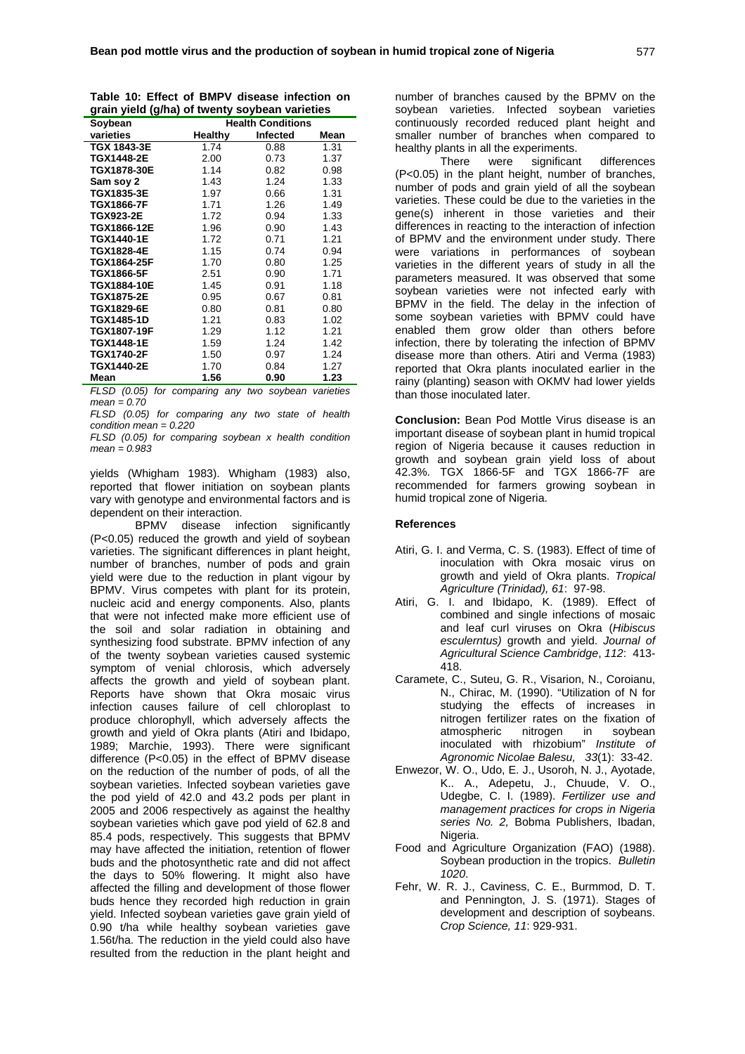**Table 10: Effect of BMPV disease infection on grain yield (g/ha) of twenty soybean varieties**

| Soybean varieties | Health Conditions | | |
|---|---|---|---|
| | Healthy | Infected | Mean |
| TGX 1843-3E | 1.74 | 0.88 | 1.31 |
| TGX1448-2E | 2.00 | 0.73 | 1.37 |
| TGX1878-30E | 1.14 | 0.82 | 0.98 |
| Sam soy 2 | 1.43 | 1.24 | 1.33 |
| TGX1835-3E | 1.97 | 0.66 | 1.31 |
| TGX1866-7F | 1.71 | 1.26 | 1.49 |
| TGX923-2E | 1.72 | 0.94 | 1.33 |
| TGX1866-12E | 1.96 | 0.90 | 1.43 |
| TGX1440-1E | 1.72 | 0.71 | 1.21 |
| TGX1828-4E | 1.15 | 0.74 | 0.94 |
| TGX1864-25F | 1.70 | 0.80 | 1.25 |
| TGX1866-5F | 2.51 | 0.90 | 1.71 |
| TGX1884-10E | 1.45 | 0.91 | 1.18 |
| TGX1875-2E | 0.95 | 0.67 | 0.81 |
| TGX1829-6E | 0.80 | 0.81 | 0.80 |
| TGX1485-1D | 1.21 | 0.83 | 1.02 |
| TGX1807-19F | 1.29 | 1.12 | 1.21 |
| TGX1448-1E | 1.59 | 1.24 | 1.42 |
| TGX1740-2F | 1.50 | 0.97 | 1.24 |
| TGX1440-2E | 1.70 | 0.84 | 1.27 |
| **Mean** | **1.56** | **0.90** | **1.23** |

*FLSD (0.05) for comparing any two soybean varieties mean = 0.70*

*FLSD (0.05) for comparing any two state of health condition mean = 0.220*

*FLSD (0.05) for comparing soybean x health condition mean = 0.983*

yields (Whigham 1983). Whigham (1983) also, reported that flower initiation on soybean plants vary with genotype and environmental factors and is dependent on their interaction.

BPMV disease infection significantly ($P<0.05$) reduced the growth and yield of soybean varieties. The significant differences in plant height, number of branches, number of pods and grain yield were due to the reduction in plant vigour by BPMV. Virus competes with plant for its protein, nucleic acid and energy components. Also, plants that were not infected make more efficient use of the soil and solar radiation in obtaining and synthesizing food substrate. BPMV infection of any of the twenty soybean varieties caused systemic symptom of venial chlorosis, which adversely affects the growth and yield of soybean plant. Reports have shown that Okra mosaic virus infection causes failure of cell chloroplast to produce chlorophyll, which adversely affects the growth and yield of Okra plants (Atiri and Ibidapo, 1989; Marchie, 1993). There were significant difference ($P<0.05$) in the effect of BPMV disease on the reduction of the number of pods, of all the soybean varieties. Infected soybean varieties gave the pod yield of 42.0 and 43.2 pods per plant in 2005 and 2006 respectively as against the healthy soybean varieties which gave pod yield of 62.8 and 85.4 pods, respectively. This suggests that BPMV may have affected the initiation, retention of flower buds and the photosynthetic rate and did not affect the days to 50% flowering. It might also have affected the filling and development of those flower buds hence they recorded high reduction in grain yield. Infected soybean varieties gave grain yield of 0.90 t/ha while healthy soybean varieties gave 1.56t/ha. The reduction in the yield could also have resulted from the reduction in the plant height and number of branches caused by the BPMV on the soybean varieties. Infected soybean varieties continuously recorded reduced plant height and smaller number of branches when compared to healthy plants in all the experiments.

There were significant differences ($P<0.05$) in the plant height, number of branches, number of pods and grain yield of all the soybean varieties. These could be due to the varieties in the gene(s) inherent in those varieties and their differences in reacting to the interaction of infection of BPMV and the environment under study. There were variations in performances of soybean varieties in the different years of study in all the parameters measured. It was observed that some soybean varieties were not infected early with BPMV in the field. The delay in the infection of some soybean varieties with BPMV could have enabled them grow older than others before infection, there by tolerating the infection of BPMV disease more than others. Atiri and Verma (1983) reported that Okra plants inoculated earlier in the rainy (planting) season with OKMV had lower yields than those inoculated later.

**Conclusion:** Bean Pod Mottle Virus disease is an important disease of soybean plant in humid tropical region of Nigeria because it causes reduction in growth and soybean grain yield loss of about 42.3%. TGX 1866-5F and TGX 1866-7F are recommended for farmers growing soybean in humid tropical zone of Nigeria.

## References

- Atiri, G. I. and Verma, C. S. (1983). Effect of time of inoculation with Okra mosaic virus on growth and yield of Okra plants. *Tropical Agriculture (Trinidad), 61*: 97-98.
- Atiri, G. I. and Ibidapo, K. (1989). Effect of combined and single infections of mosaic and leaf curl viruses on Okra (*Hibiscus esculerntus)* growth and yield. *Journal of Agricultural Science Cambridge*, *112*: 413-418.
- Caramete, C., Suteu, G. R., Visarion, N., Coroianu, N., Chirac, M. (1990). "Utilization of N for studying the effects of increases in nitrogen fertilizer rates on the fixation of atmospheric nitrogen in soybean inoculated with rhizobium" *Institute of Agronomic Nicolae Balesu, 33*(1): 33-42.
- Enwezor, W. O., Udo, E. J., Usoroh, N. J., Ayotade, K.. A., Adepetu, J., Chuude, V. O., Udegbe, C. I. (1989). *Fertilizer use and management practices for crops in Nigeria series No. 2,* Bobma Publishers, Ibadan, Nigeria.
- Food and Agriculture Organization (FAO) (1988). Soybean production in the tropics. *Bulletin 1020.*
- Fehr, W. R. J., Caviness, C. E., Burmmod, D. T. and Pennington, J. S. (1971). Stages of development and description of soybeans. *Crop Science, 11*: 929-931.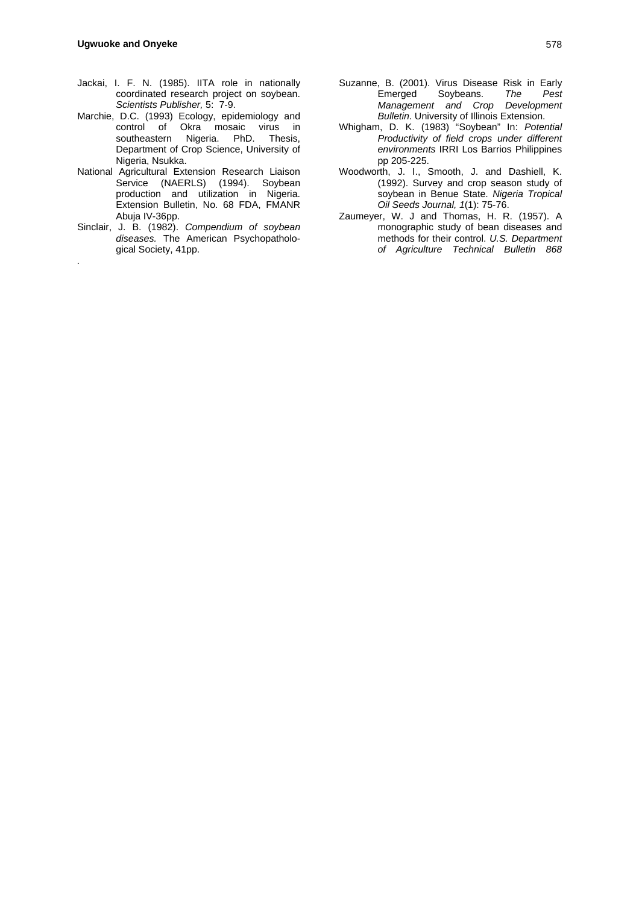Jackai, I. F. N. (1985). IITA role in nationally coordinated research project on soybean. *Scientists Publisher,* 5: 7-9.

Marchie, D.C. (1993) Ecology, epidemiology and control of Okra mosaic virus in southeastern Nigeria. PhD. Thesis, Department of Crop Science, University of Nigeria, Nsukka.

National Agricultural Extension Research Liaison Service (NAERLS) (1994). Soybean production and utilization in Nigeria. Extension Bulletin, No. 68 FDA, FMANR Abuja IV-36pp.

Sinclair, J. B. (1982). *Compendium of soybean diseases.* The American Psychopathological Society, 41pp.

.

Suzanne, B. (2001). Virus Disease Risk in Early Emerged Soybeans. *The Pest Management and Crop Development Bulletin*. University of Illinois Extension.

Whigham, D. K. (1983) "Soybean" In: *Potential Productivity of field crops under different environments* IRRI Los Barrios Philippines pp 205-225.

Woodworth, J. I., Smooth, J. and Dashiell, K. (1992). Survey and crop season study of soybean in Benue State. *Nigeria Tropical Oil Seeds Journal, 1*(1): 75-76.

Zaumeyer, W. J and Thomas, H. R. (1957). A monographic study of bean diseases and methods for their control. *U.S. Department of Agriculture Technical Bulletin 868*